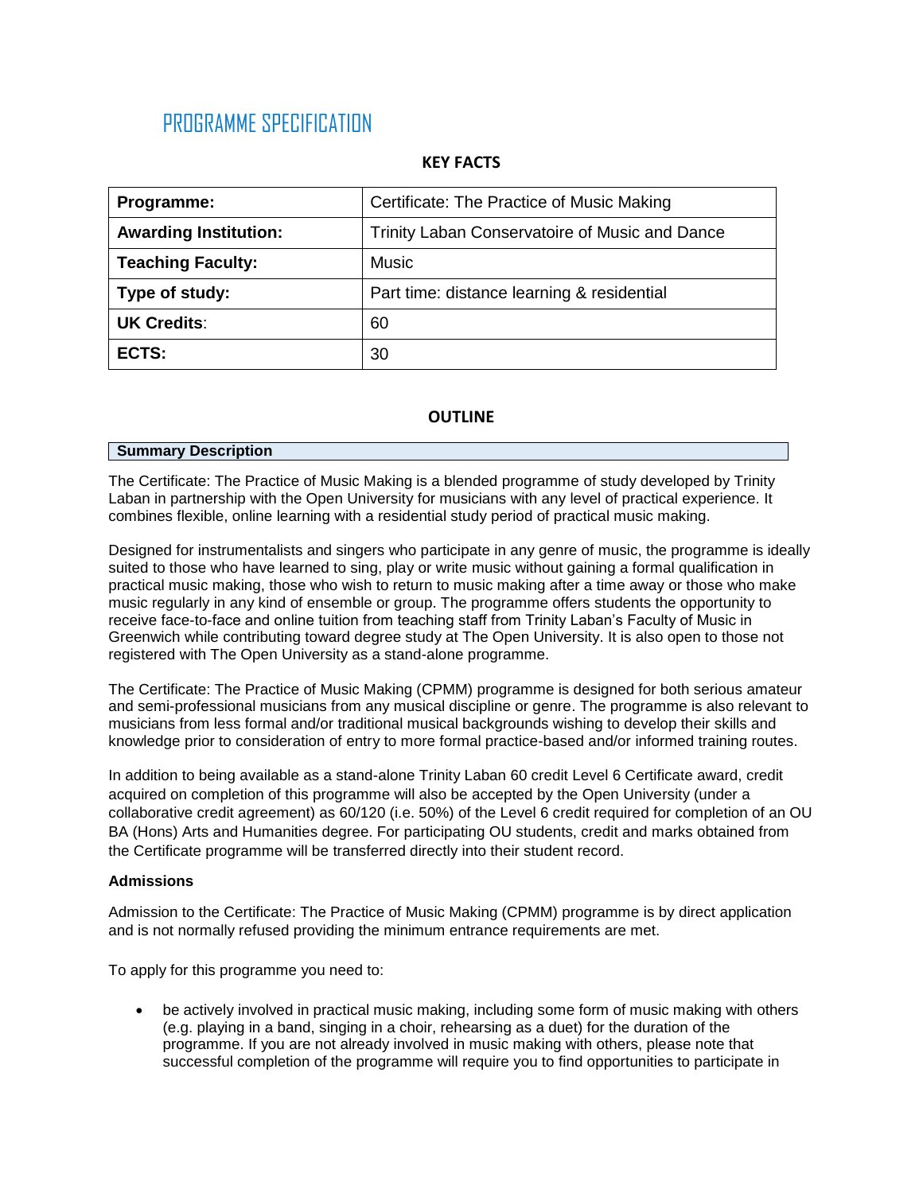# PROGRAMME SPECIFICATION

## KEY FACTS

| | |
|---|---|
| **Programme:** | Certificate: The Practice of Music Making |
| **Awarding Institution:** | Trinity Laban Conservatoire of Music and Dance |
| **Teaching Faculty:** | Music |
| **Type of study:** | Part time: distance learning & residential |
| **UK Credits**: | 60 |
| **ECTS:** | 30 |

## OUTLINE

### Summary Description

The Certificate: The Practice of Music Making is a blended programme of study developed by Trinity Laban in partnership with the Open University for musicians with any level of practical experience. It combines flexible, online learning with a residential study period of practical music making.

Designed for instrumentalists and singers who participate in any genre of music, the programme is ideally suited to those who have learned to sing, play or write music without gaining a formal qualification in practical music making, those who wish to return to music making after a time away or those who make music regularly in any kind of ensemble or group. The programme offers students the opportunity to receive face-to-face and online tuition from teaching staff from Trinity Laban's Faculty of Music in Greenwich while contributing toward degree study at The Open University. It is also open to those not registered with The Open University as a stand-alone programme.

The Certificate: The Practice of Music Making (CPMM) programme is designed for both serious amateur and semi-professional musicians from any musical discipline or genre. The programme is also relevant to musicians from less formal and/or traditional musical backgrounds wishing to develop their skills and knowledge prior to consideration of entry to more formal practice-based and/or informed training routes.

In addition to being available as a stand-alone Trinity Laban 60 credit Level 6 Certificate award, credit acquired on completion of this programme will also be accepted by the Open University (under a collaborative credit agreement) as 60/120 (i.e. 50%) of the Level 6 credit required for completion of an OU BA (Hons) Arts and Humanities degree. For participating OU students, credit and marks obtained from the Certificate programme will be transferred directly into their student record.

### Admissions

Admission to the Certificate: The Practice of Music Making (CPMM) programme is by direct application and is not normally refused providing the minimum entrance requirements are met.

To apply for this programme you need to:

- be actively involved in practical music making, including some form of music making with others (e.g. playing in a band, singing in a choir, rehearsing as a duet) for the duration of the programme. If you are not already involved in music making with others, please note that successful completion of the programme will require you to find opportunities to participate in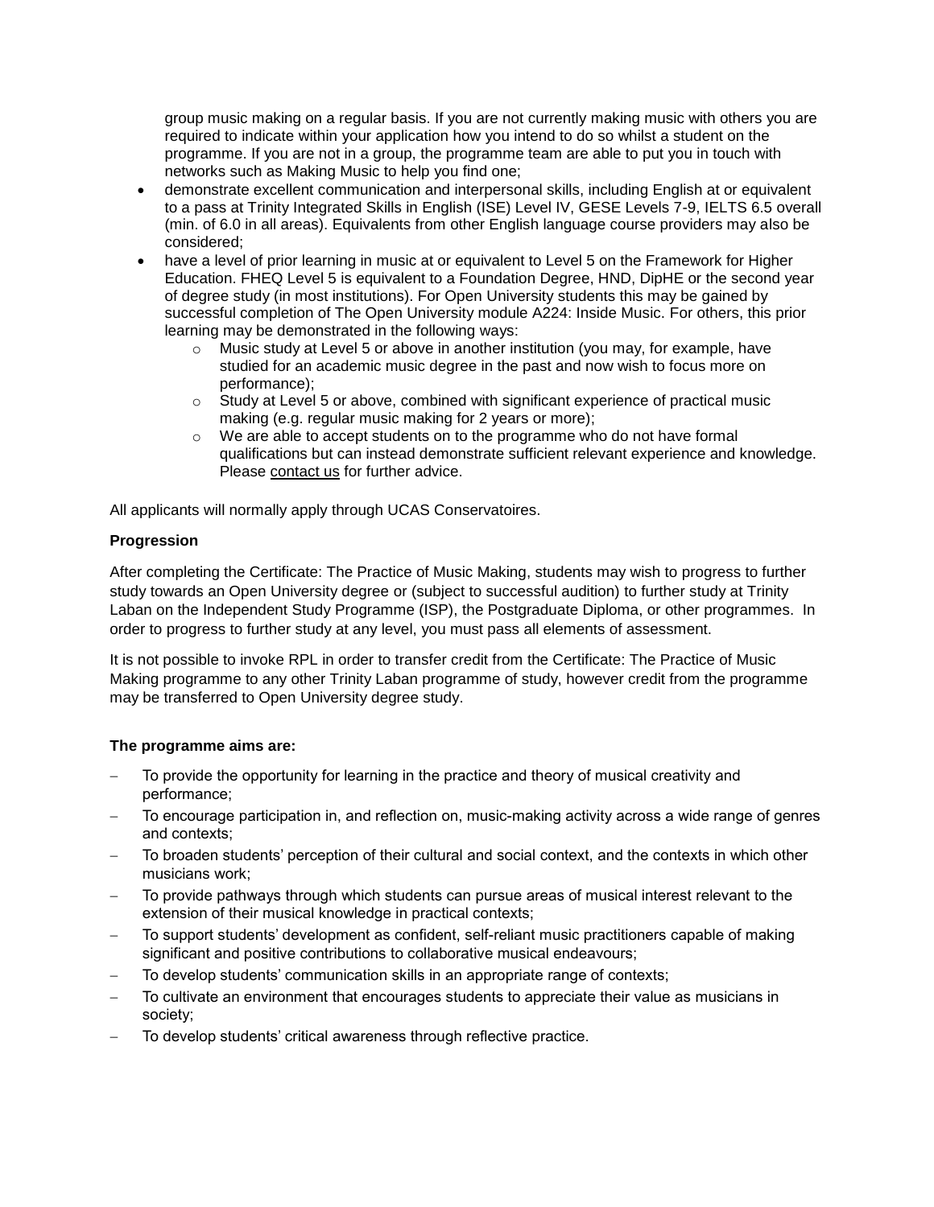group music making on a regular basis. If you are not currently making music with others you are required to indicate within your application how you intend to do so whilst a student on the programme. If you are not in a group, the programme team are able to put you in touch with networks such as Making Music to help you find one;

- demonstrate excellent communication and interpersonal skills, including English at or equivalent to a pass at Trinity Integrated Skills in English (ISE) Level IV, GESE Levels 7-9, IELTS 6.5 overall (min. of 6.0 in all areas). Equivalents from other English language course providers may also be considered;
- have a level of prior learning in music at or equivalent to Level 5 on the Framework for Higher Education. FHEQ Level 5 is equivalent to a Foundation Degree, HND, DipHE or the second year of degree study (in most institutions). For Open University students this may be gained by successful completion of The Open University module A224: Inside Music. For others, this prior learning may be demonstrated in the following ways:
  - Music study at Level 5 or above in another institution (you may, for example, have studied for an academic music degree in the past and now wish to focus more on performance);
  - Study at Level 5 or above, combined with significant experience of practical music making (e.g. regular music making for 2 years or more);
  - We are able to accept students on to the programme who do not have formal qualifications but can instead demonstrate sufficient relevant experience and knowledge. Please contact us for further advice.

All applicants will normally apply through UCAS Conservatoires.

**Progression**

After completing the Certificate: The Practice of Music Making, students may wish to progress to further study towards an Open University degree or (subject to successful audition) to further study at Trinity Laban on the Independent Study Programme (ISP), the Postgraduate Diploma, or other programmes. In order to progress to further study at any level, you must pass all elements of assessment.

It is not possible to invoke RPL in order to transfer credit from the Certificate: The Practice of Music Making programme to any other Trinity Laban programme of study, however credit from the programme may be transferred to Open University degree study.

**The programme aims are:**

- To provide the opportunity for learning in the practice and theory of musical creativity and performance;
- To encourage participation in, and reflection on, music-making activity across a wide range of genres and contexts;
- To broaden students' perception of their cultural and social context, and the contexts in which other musicians work;
- To provide pathways through which students can pursue areas of musical interest relevant to the extension of their musical knowledge in practical contexts;
- To support students' development as confident, self-reliant music practitioners capable of making significant and positive contributions to collaborative musical endeavours;
- To develop students' communication skills in an appropriate range of contexts;
- To cultivate an environment that encourages students to appreciate their value as musicians in society;
- To develop students' critical awareness through reflective practice.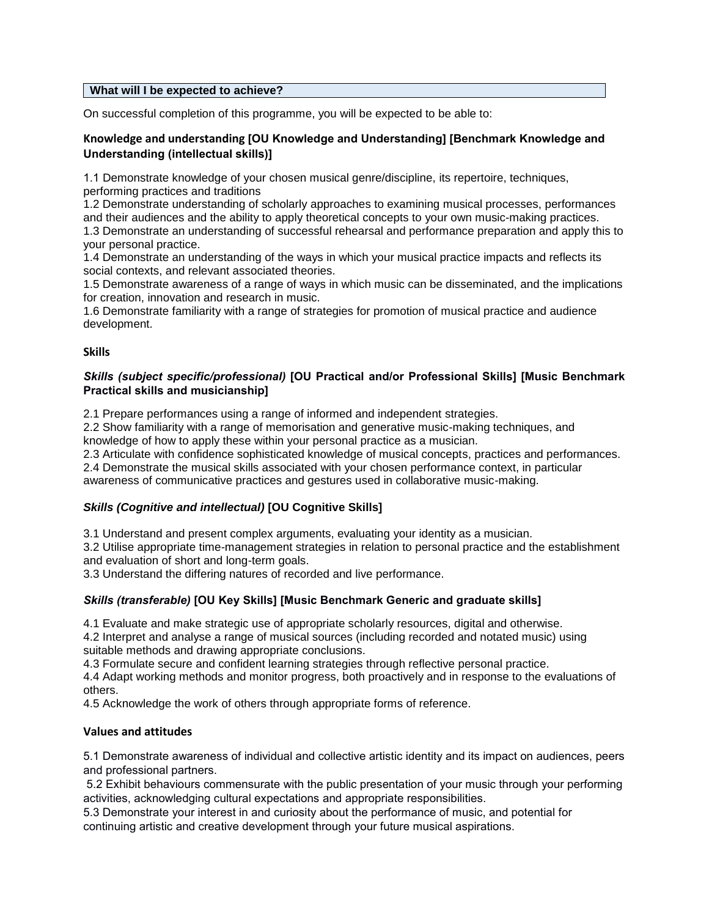## What will I be expected to achieve?

On successful completion of this programme, you will be expected to be able to:

### Knowledge and understanding [OU Knowledge and Understanding] [Benchmark Knowledge and Understanding (intellectual skills)]

1.1 Demonstrate knowledge of your chosen musical genre/discipline, its repertoire, techniques, performing practices and traditions
1.2 Demonstrate understanding of scholarly approaches to examining musical processes, performances and their audiences and the ability to apply theoretical concepts to your own music-making practices.
1.3 Demonstrate an understanding of successful rehearsal and performance preparation and apply this to your personal practice.
1.4 Demonstrate an understanding of the ways in which your musical practice impacts and reflects its social contexts, and relevant associated theories.
1.5 Demonstrate awareness of a range of ways in which music can be disseminated, and the implications for creation, innovation and research in music.
1.6 Demonstrate familiarity with a range of strategies for promotion of musical practice and audience development.

### Skills

#### *Skills (subject specific/professional)* [OU Practical and/or Professional Skills] [Music Benchmark Practical skills and musicianship]

2.1 Prepare performances using a range of informed and independent strategies.
2.2 Show familiarity with a range of memorisation and generative music-making techniques, and knowledge of how to apply these within your personal practice as a musician.
2.3 Articulate with confidence sophisticated knowledge of musical concepts, practices and performances.
2.4 Demonstrate the musical skills associated with your chosen performance context, in particular awareness of communicative practices and gestures used in collaborative music-making.

#### *Skills (Cognitive and intellectual)* [OU Cognitive Skills]

3.1 Understand and present complex arguments, evaluating your identity as a musician.
3.2 Utilise appropriate time-management strategies in relation to personal practice and the establishment and evaluation of short and long-term goals.
3.3 Understand the differing natures of recorded and live performance.

#### *Skills (transferable)* [OU Key Skills] [Music Benchmark Generic and graduate skills]

4.1 Evaluate and make strategic use of appropriate scholarly resources, digital and otherwise.
4.2 Interpret and analyse a range of musical sources (including recorded and notated music) using suitable methods and drawing appropriate conclusions.
4.3 Formulate secure and confident learning strategies through reflective personal practice.
4.4 Adapt working methods and monitor progress, both proactively and in response to the evaluations of others.
4.5 Acknowledge the work of others through appropriate forms of reference.

### Values and attitudes

5.1 Demonstrate awareness of individual and collective artistic identity and its impact on audiences, peers and professional partners.
5.2 Exhibit behaviours commensurate with the public presentation of your music through your performing activities, acknowledging cultural expectations and appropriate responsibilities.
5.3 Demonstrate your interest in and curiosity about the performance of music, and potential for continuing artistic and creative development through your future musical aspirations.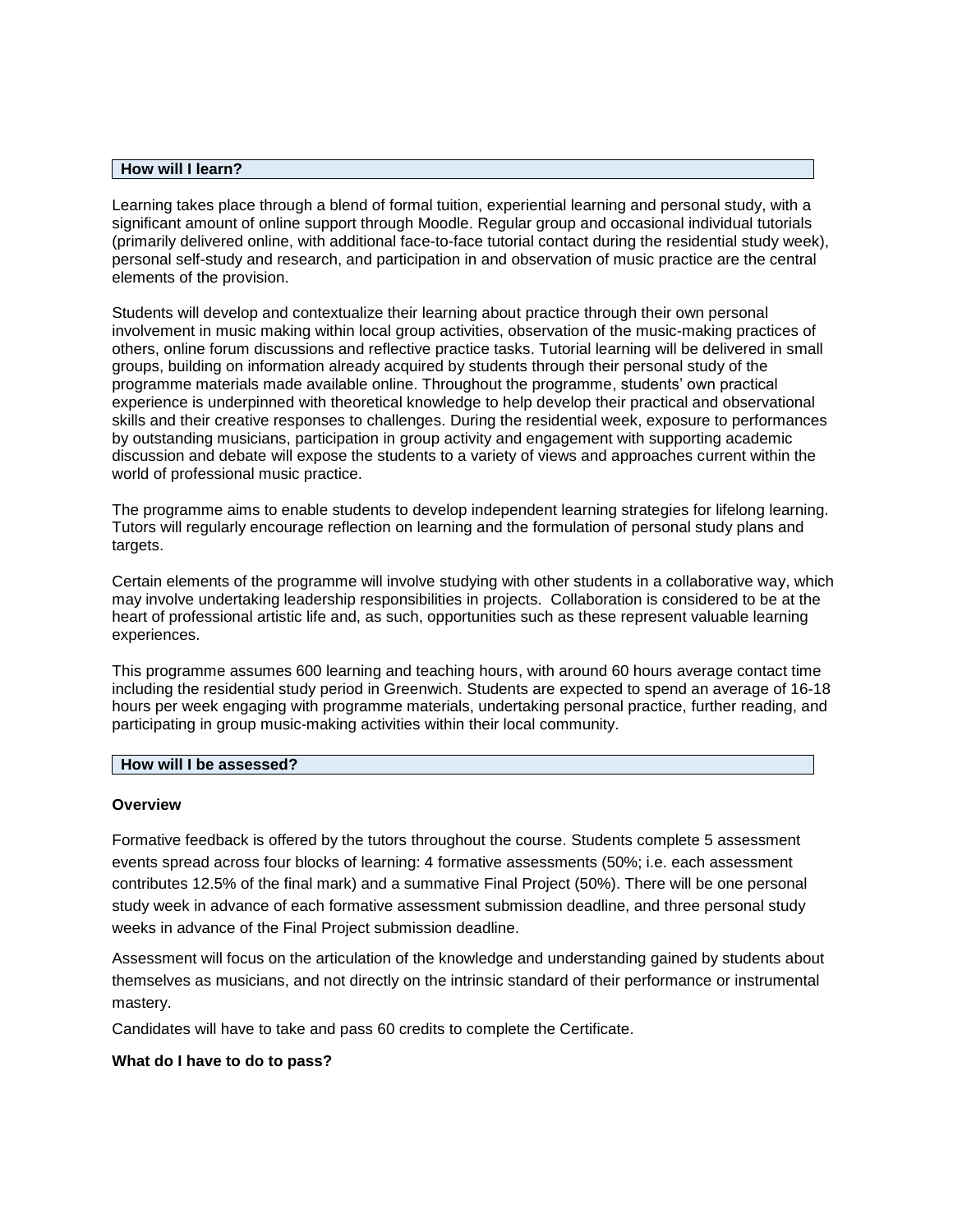## How will I learn?

Learning takes place through a blend of formal tuition, experiential learning and personal study, with a significant amount of online support through Moodle. Regular group and occasional individual tutorials (primarily delivered online, with additional face-to-face tutorial contact during the residential study week), personal self-study and research, and participation in and observation of music practice are the central elements of the provision.

Students will develop and contextualize their learning about practice through their own personal involvement in music making within local group activities, observation of the music-making practices of others, online forum discussions and reflective practice tasks. Tutorial learning will be delivered in small groups, building on information already acquired by students through their personal study of the programme materials made available online. Throughout the programme, students' own practical experience is underpinned with theoretical knowledge to help develop their practical and observational skills and their creative responses to challenges. During the residential week, exposure to performances by outstanding musicians, participation in group activity and engagement with supporting academic discussion and debate will expose the students to a variety of views and approaches current within the world of professional music practice.

The programme aims to enable students to develop independent learning strategies for lifelong learning. Tutors will regularly encourage reflection on learning and the formulation of personal study plans and targets.

Certain elements of the programme will involve studying with other students in a collaborative way, which may involve undertaking leadership responsibilities in projects. Collaboration is considered to be at the heart of professional artistic life and, as such, opportunities such as these represent valuable learning experiences.

This programme assumes 600 learning and teaching hours, with around 60 hours average contact time including the residential study period in Greenwich. Students are expected to spend an average of 16-18 hours per week engaging with programme materials, undertaking personal practice, further reading, and participating in group music-making activities within their local community.

## How will I be assessed?

### Overview

Formative feedback is offered by the tutors throughout the course. Students complete 5 assessment events spread across four blocks of learning: 4 formative assessments (50%; i.e. each assessment contributes 12.5% of the final mark) and a summative Final Project (50%). There will be one personal study week in advance of each formative assessment submission deadline, and three personal study weeks in advance of the Final Project submission deadline.

Assessment will focus on the articulation of the knowledge and understanding gained by students about themselves as musicians, and not directly on the intrinsic standard of their performance or instrumental mastery.

Candidates will have to take and pass 60 credits to complete the Certificate.

### What do I have to do to pass?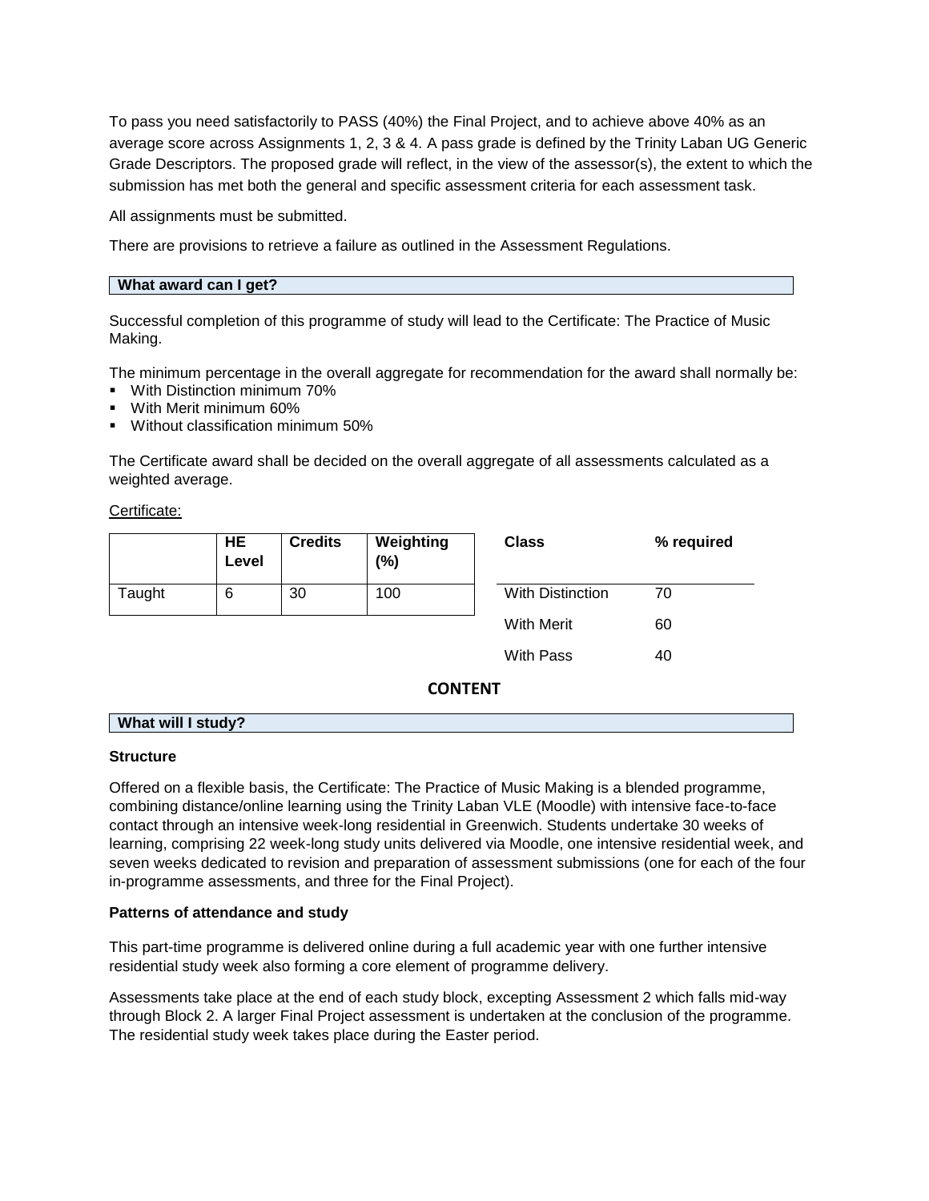To pass you need satisfactorily to PASS (40%) the Final Project, and to achieve above 40% as an average score across Assignments 1, 2, 3 & 4. A pass grade is defined by the Trinity Laban UG Generic Grade Descriptors. The proposed grade will reflect, in the view of the assessor(s), the extent to which the submission has met both the general and specific assessment criteria for each assessment task.

All assignments must be submitted.

There are provisions to retrieve a failure as outlined in the Assessment Regulations.

## What award can I get?

Successful completion of this programme of study will lead to the Certificate: The Practice of Music Making.

The minimum percentage in the overall aggregate for recommendation for the award shall normally be:

- With Distinction minimum 70%
- With Merit minimum 60%
- Without classification minimum 50%

The Certificate award shall be decided on the overall aggregate of all assessments calculated as a weighted average.

Certificate:

| | HE Level | Credits | Weighting (%) |
|---|---|---|---|
| Taught | 6 | 30 | 100 |

| Class | % required |
|---|---|
| With Distinction | 70 |
| With Merit | 60 |
| With Pass | 40 |

# CONTENT

## What will I study?

**Structure**

Offered on a flexible basis, the Certificate: The Practice of Music Making is a blended programme, combining distance/online learning using the Trinity Laban VLE (Moodle) with intensive face-to-face contact through an intensive week-long residential in Greenwich. Students undertake 30 weeks of learning, comprising 22 week-long study units delivered via Moodle, one intensive residential week, and seven weeks dedicated to revision and preparation of assessment submissions (one for each of the four in-programme assessments, and three for the Final Project).

**Patterns of attendance and study**

This part-time programme is delivered online during a full academic year with one further intensive residential study week also forming a core element of programme delivery.

Assessments take place at the end of each study block, excepting Assessment 2 which falls mid-way through Block 2. A larger Final Project assessment is undertaken at the conclusion of the programme. The residential study week takes place during the Easter period.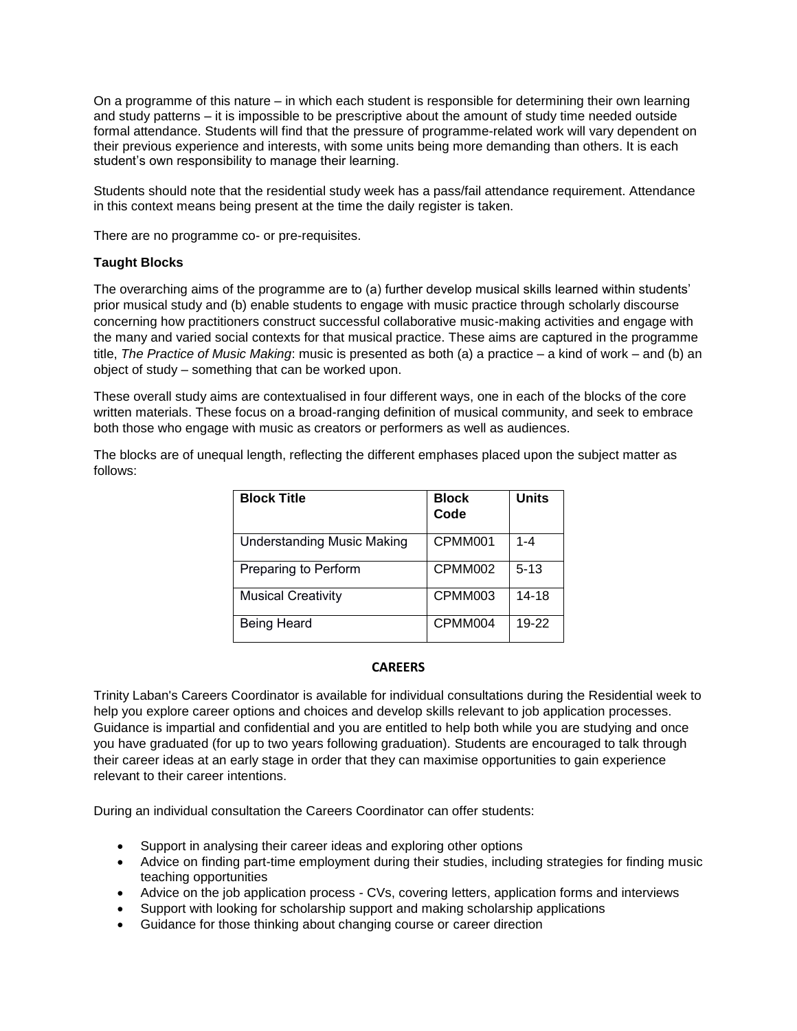On a programme of this nature – in which each student is responsible for determining their own learning and study patterns – it is impossible to be prescriptive about the amount of study time needed outside formal attendance. Students will find that the pressure of programme-related work will vary dependent on their previous experience and interests, with some units being more demanding than others. It is each student's own responsibility to manage their learning.

Students should note that the residential study week has a pass/fail attendance requirement. Attendance in this context means being present at the time the daily register is taken.

There are no programme co- or pre-requisites.

**Taught Blocks**

The overarching aims of the programme are to (a) further develop musical skills learned within students' prior musical study and (b) enable students to engage with music practice through scholarly discourse concerning how practitioners construct successful collaborative music-making activities and engage with the many and varied social contexts for that musical practice. These aims are captured in the programme title, *The Practice of Music Making*: music is presented as both (a) a practice – a kind of work – and (b) an object of study – something that can be worked upon.

These overall study aims are contextualised in four different ways, one in each of the blocks of the core written materials. These focus on a broad-ranging definition of musical community, and seek to embrace both those who engage with music as creators or performers as well as audiences.

The blocks are of unequal length, reflecting the different emphases placed upon the subject matter as follows:

| Block Title | Block Code | Units |
|---|---|---|
| Understanding Music Making | CPMM001 | 1-4 |
| Preparing to Perform | CPMM002 | 5-13 |
| Musical Creativity | CPMM003 | 14-18 |
| Being Heard | CPMM004 | 19-22 |

## CAREERS

Trinity Laban's Careers Coordinator is available for individual consultations during the Residential week to help you explore career options and choices and develop skills relevant to job application processes. Guidance is impartial and confidential and you are entitled to help both while you are studying and once you have graduated (for up to two years following graduation). Students are encouraged to talk through their career ideas at an early stage in order that they can maximise opportunities to gain experience relevant to their career intentions.

During an individual consultation the Careers Coordinator can offer students:

- Support in analysing their career ideas and exploring other options
- Advice on finding part-time employment during their studies, including strategies for finding music teaching opportunities
- Advice on the job application process - CVs, covering letters, application forms and interviews
- Support with looking for scholarship support and making scholarship applications
- Guidance for those thinking about changing course or career direction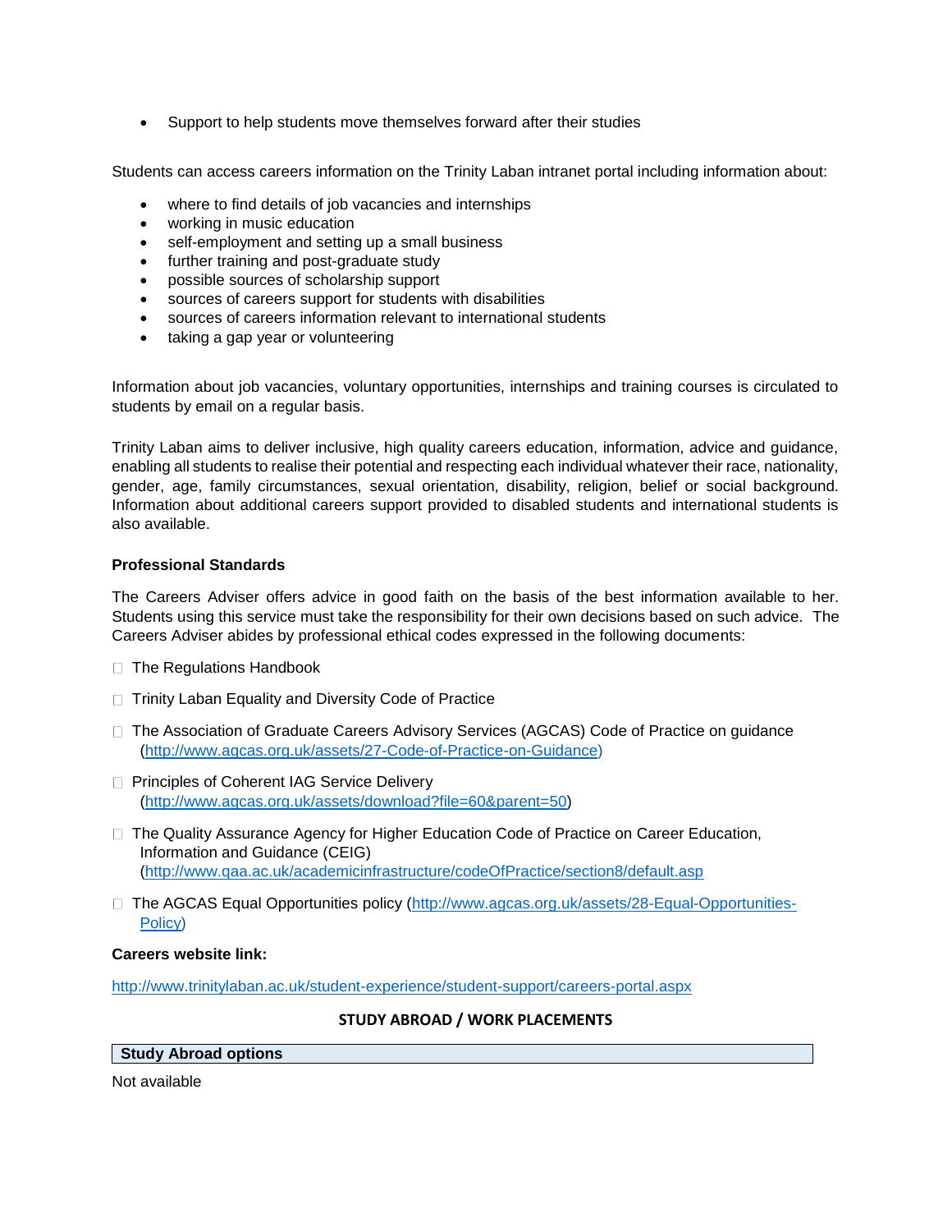- Support to help students move themselves forward after their studies

Students can access careers information on the Trinity Laban intranet portal including information about:

- where to find details of job vacancies and internships
- working in music education
- self-employment and setting up a small business
- further training and post-graduate study
- possible sources of scholarship support
- sources of careers support for students with disabilities
- sources of careers information relevant to international students
- taking a gap year or volunteering

Information about job vacancies, voluntary opportunities, internships and training courses is circulated to students by email on a regular basis.

Trinity Laban aims to deliver inclusive, high quality careers education, information, advice and guidance, enabling all students to realise their potential and respecting each individual whatever their race, nationality, gender, age, family circumstances, sexual orientation, disability, religion, belief or social background. Information about additional careers support provided to disabled students and international students is also available.

**Professional Standards**

The Careers Adviser offers advice in good faith on the basis of the best information available to her. Students using this service must take the responsibility for their own decisions based on such advice. The Careers Adviser abides by professional ethical codes expressed in the following documents:

- The Regulations Handbook
- Trinity Laban Equality and Diversity Code of Practice
- The Association of Graduate Careers Advisory Services (AGCAS) Code of Practice on guidance (http://www.agcas.org.uk/assets/27-Code-of-Practice-on-Guidance)
- Principles of Coherent IAG Service Delivery (http://www.agcas.org.uk/assets/download?file=60&parent=50)
- The Quality Assurance Agency for Higher Education Code of Practice on Career Education, Information and Guidance (CEIG) (http://www.qaa.ac.uk/academicinfrastructure/codeOfPractice/section8/default.asp
- The AGCAS Equal Opportunities policy (http://www.agcas.org.uk/assets/28-Equal-Opportunities-Policy)

**Careers website link:**

http://www.trinitylaban.ac.uk/student-experience/student-support/careers-portal.aspx

## STUDY ABROAD / WORK PLACEMENTS

**Study Abroad options**

Not available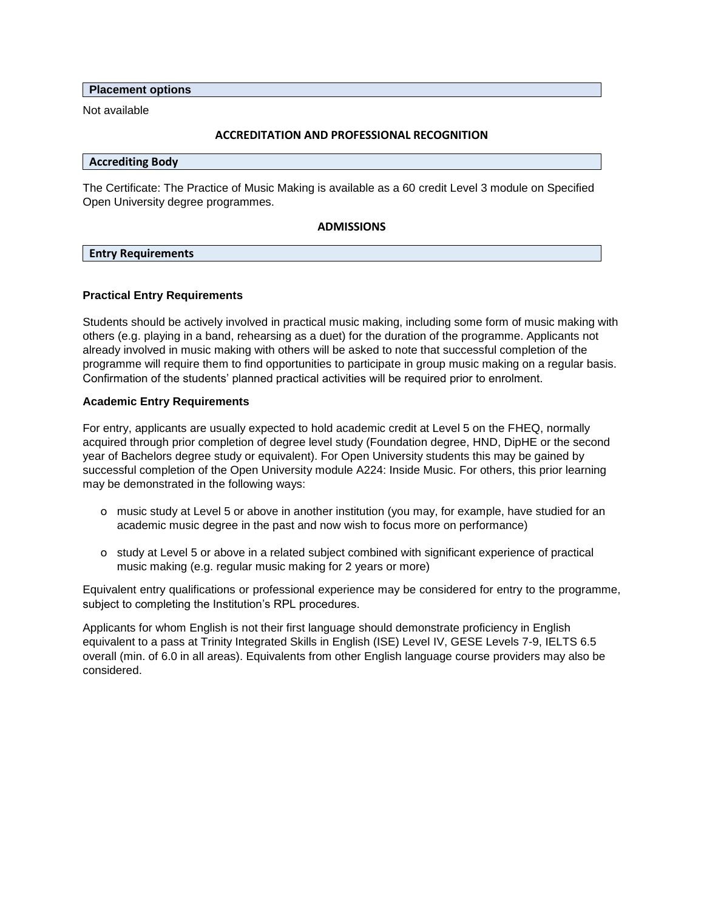**Placement options**

Not available

## ACCREDITATION AND PROFESSIONAL RECOGNITION

**Accrediting Body**

The Certificate: The Practice of Music Making is available as a 60 credit Level 3 module on Specified Open University degree programmes.

## ADMISSIONS

**Entry Requirements**

### Practical Entry Requirements

Students should be actively involved in practical music making, including some form of music making with others (e.g. playing in a band, rehearsing as a duet) for the duration of the programme. Applicants not already involved in music making with others will be asked to note that successful completion of the programme will require them to find opportunities to participate in group music making on a regular basis. Confirmation of the students' planned practical activities will be required prior to enrolment.

### Academic Entry Requirements

For entry, applicants are usually expected to hold academic credit at Level 5 on the FHEQ, normally acquired through prior completion of degree level study (Foundation degree, HND, DipHE or the second year of Bachelors degree study or equivalent). For Open University students this may be gained by successful completion of the Open University module A224: Inside Music. For others, this prior learning may be demonstrated in the following ways:

- music study at Level 5 or above in another institution (you may, for example, have studied for an academic music degree in the past and now wish to focus more on performance)
- study at Level 5 or above in a related subject combined with significant experience of practical music making (e.g. regular music making for 2 years or more)

Equivalent entry qualifications or professional experience may be considered for entry to the programme, subject to completing the Institution's RPL procedures.

Applicants for whom English is not their first language should demonstrate proficiency in English equivalent to a pass at Trinity Integrated Skills in English (ISE) Level IV, GESE Levels 7-9, IELTS 6.5 overall (min. of 6.0 in all areas). Equivalents from other English language course providers may also be considered.